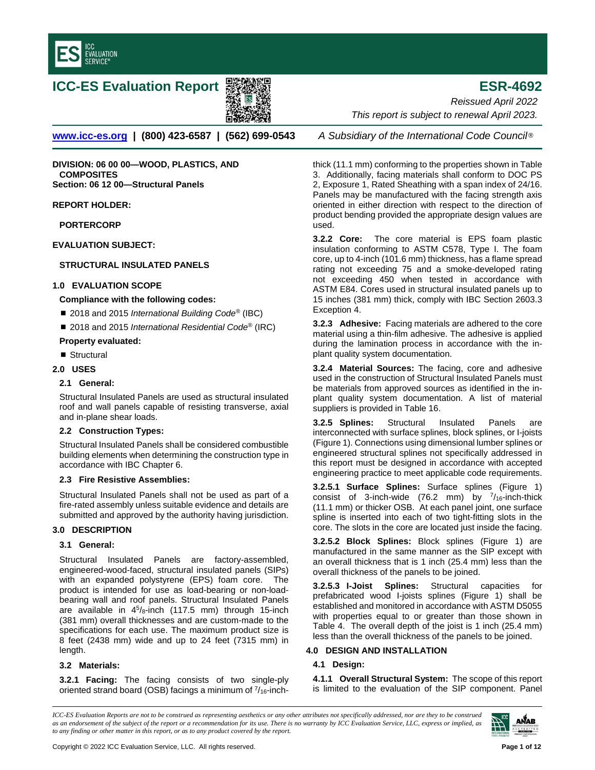# ICC-ES Evaluation Report

# ESR-4692

*Reissued April 2022*

*This report is subject to renewal April 2023.*

**www.icc-es.org | (800) 423-6587 | (562) 699-0543** *A Subsidiary of the International Code Council®*

**DIVISION: 06 00 00—WOOD, PLASTICS, AND COMPOSITES**
**Section: 06 12 00—Structural Panels**

**REPORT HOLDER:**

**PORTERCORP**

**EVALUATION SUBJECT:**

**STRUCTURAL INSULATED PANELS**

## 1.0 EVALUATION SCOPE

**Compliance with the following codes:**

- 2018 and 2015 *International Building Code®* (IBC)
- 2018 and 2015 *International Residential Code®* (IRC)

**Property evaluated:**

- Structural

## 2.0 USES

### 2.1 General:

Structural Insulated Panels are used as structural insulated roof and wall panels capable of resisting transverse, axial and in-plane shear loads.

### 2.2 Construction Types:

Structural Insulated Panels shall be considered combustible building elements when determining the construction type in accordance with IBC Chapter 6.

### 2.3 Fire Resistive Assemblies:

Structural Insulated Panels shall not be used as part of a fire-rated assembly unless suitable evidence and details are submitted and approved by the authority having jurisdiction.

## 3.0 DESCRIPTION

### 3.1 General:

Structural Insulated Panels are factory-assembled, engineered-wood-faced, structural insulated panels (SIPs) with an expanded polystyrene (EPS) foam core. The product is intended for use as load-bearing or non-load-bearing wall and roof panels. Structural Insulated Panels are available in 4$^{5}/_{8}$-inch (117.5 mm) through 15-inch (381 mm) overall thicknesses and are custom-made to the specifications for each use. The maximum product size is 8 feet (2438 mm) wide and up to 24 feet (7315 mm) in length.

### 3.2 Materials:

**3.2.1 Facing:** The facing consists of two single-ply oriented strand board (OSB) facings a minimum of $^{7}/_{16}$-inch-thick (11.1 mm) conforming to the properties shown in Table 3. Additionally, facing materials shall conform to DOC PS 2, Exposure 1, Rated Sheathing with a span index of 24/16. Panels may be manufactured with the facing strength axis oriented in either direction with respect to the direction of product bending provided the appropriate design values are used.

**3.2.2 Core:** The core material is EPS foam plastic insulation conforming to ASTM C578, Type I. The foam core, up to 4-inch (101.6 mm) thickness, has a flame spread rating not exceeding 75 and a smoke-developed rating not exceeding 450 when tested in accordance with ASTM E84. Cores used in structural insulated panels up to 15 inches (381 mm) thick, comply with IBC Section 2603.3 Exception 4.

**3.2.3 Adhesive:** Facing materials are adhered to the core material using a thin-film adhesive. The adhesive is applied during the lamination process in accordance with the in-plant quality system documentation.

**3.2.4 Material Sources:** The facing, core and adhesive used in the construction of Structural Insulated Panels must be materials from approved sources as identified in the in-plant quality system documentation. A list of material suppliers is provided in Table 16.

**3.2.5 Splines:** Structural Insulated Panels are interconnected with surface splines, block splines, or I-joists (Figure 1). Connections using dimensional lumber splines or engineered structural splines not specifically addressed in this report must be designed in accordance with accepted engineering practice to meet applicable code requirements.

**3.2.5.1 Surface Splines:** Surface splines (Figure 1) consist of 3-inch-wide (76.2 mm) by $^{7}/_{16}$-inch-thick (11.1 mm) or thicker OSB. At each panel joint, one surface spline is inserted into each of two tight-fitting slots in the core. The slots in the core are located just inside the facing.

**3.2.5.2 Block Splines:** Block splines (Figure 1) are manufactured in the same manner as the SIP except with an overall thickness that is 1 inch (25.4 mm) less than the overall thickness of the panels to be joined.

**3.2.5.3 I-Joist Splines:** Structural capacities for prefabricated wood I-joists splines (Figure 1) shall be established and monitored in accordance with ASTM D5055 with properties equal to or greater than those shown in Table 4. The overall depth of the joist is 1 inch (25.4 mm) less than the overall thickness of the panels to be joined.

## 4.0 DESIGN AND INSTALLATION

### 4.1 Design:

**4.1.1 Overall Structural System:** The scope of this report is limited to the evaluation of the SIP component. Panel

*ICC-ES Evaluation Reports are not to be construed as representing aesthetics or any other attributes not specifically addressed, nor are they to be construed as an endorsement of the subject of the report or a recommendation for its use. There is no warranty by ICC Evaluation Service, LLC, express or implied, as to any finding or other matter in this report, or as to any product covered by the report.*

Copyright © 2022 ICC Evaluation Service, LLC. All rights reserved.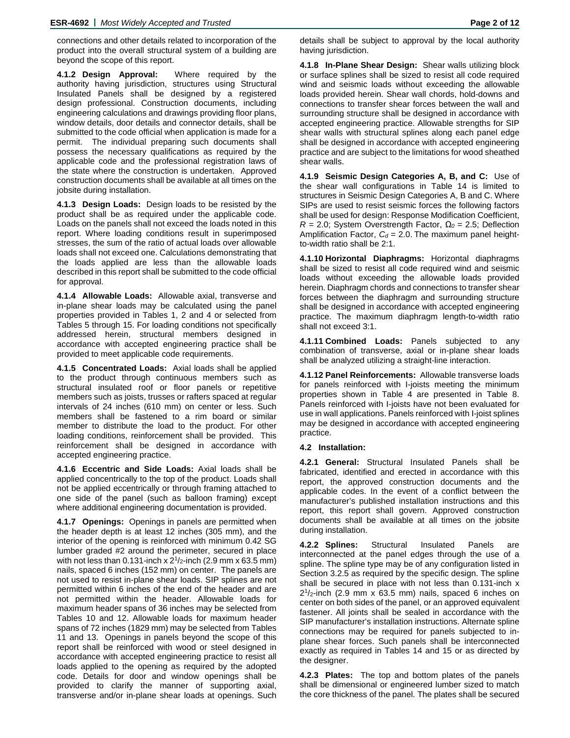connections and other details related to incorporation of the product into the overall structural system of a building are beyond the scope of this report.

**4.1.2 Design Approval:** Where required by the authority having jurisdiction, structures using Structural Insulated Panels shall be designed by a registered design professional. Construction documents, including engineering calculations and drawings providing floor plans, window details, door details and connector details, shall be submitted to the code official when application is made for a permit. The individual preparing such documents shall possess the necessary qualifications as required by the applicable code and the professional registration laws of the state where the construction is undertaken. Approved construction documents shall be available at all times on the jobsite during installation.

**4.1.3 Design Loads:** Design loads to be resisted by the product shall be as required under the applicable code. Loads on the panels shall not exceed the loads noted in this report. Where loading conditions result in superimposed stresses, the sum of the ratio of actual loads over allowable loads shall not exceed one. Calculations demonstrating that the loads applied are less than the allowable loads described in this report shall be submitted to the code official for approval.

**4.1.4 Allowable Loads:** Allowable axial, transverse and in-plane shear loads may be calculated using the panel properties provided in Tables 1, 2 and 4 or selected from Tables 5 through 15. For loading conditions not specifically addressed herein, structural members designed in accordance with accepted engineering practice shall be provided to meet applicable code requirements.

**4.1.5 Concentrated Loads:** Axial loads shall be applied to the product through continuous members such as structural insulated roof or floor panels or repetitive members such as joists, trusses or rafters spaced at regular intervals of 24 inches (610 mm) on center or less. Such members shall be fastened to a rim board or similar member to distribute the load to the product. For other loading conditions, reinforcement shall be provided. This reinforcement shall be designed in accordance with accepted engineering practice.

**4.1.6 Eccentric and Side Loads:** Axial loads shall be applied concentrically to the top of the product. Loads shall not be applied eccentrically or through framing attached to one side of the panel (such as balloon framing) except where additional engineering documentation is provided.

**4.1.7 Openings:** Openings in panels are permitted when the header depth is at least 12 inches (305 mm), and the interior of the opening is reinforced with minimum 0.42 SG lumber graded #2 around the perimeter, secured in place with not less than 0.131-inch x $2^1/_2$-inch (2.9 mm x 63.5 mm) nails, spaced 6 inches (152 mm) on center. The panels are not used to resist in-plane shear loads. SIP splines are not permitted within 6 inches of the end of the header and are not permitted within the header. Allowable loads for maximum header spans of 36 inches may be selected from Tables 10 and 12. Allowable loads for maximum header spans of 72 inches (1829 mm) may be selected from Tables 11 and 13. Openings in panels beyond the scope of this report shall be reinforced with wood or steel designed in accordance with accepted engineering practice to resist all loads applied to the opening as required by the adopted code. Details for door and window openings shall be provided to clarify the manner of supporting axial, transverse and/or in-plane shear loads at openings. Such details shall be subject to approval by the local authority having jurisdiction.

**4.1.8 In-Plane Shear Design:** Shear walls utilizing block or surface splines shall be sized to resist all code required wind and seismic loads without exceeding the allowable loads provided herein. Shear wall chords, hold-downs and connections to transfer shear forces between the wall and surrounding structure shall be designed in accordance with accepted engineering practice. Allowable strengths for SIP shear walls with structural splines along each panel edge shall be designed in accordance with accepted engineering practice and are subject to the limitations for wood sheathed shear walls.

**4.1.9 Seismic Design Categories A, B, and C:** Use of the shear wall configurations in Table 14 is limited to structures in Seismic Design Categories A, B and C. Where SIPs are used to resist seismic forces the following factors shall be used for design: Response Modification Coefficient, $R$ = 2.0; System Overstrength Factor, $\Omega_o$ = 2.5; Deflection Amplification Factor, $C_d$ = 2.0. The maximum panel height-to-width ratio shall be 2:1.

**4.1.10 Horizontal Diaphragms:** Horizontal diaphragms shall be sized to resist all code required wind and seismic loads without exceeding the allowable loads provided herein. Diaphragm chords and connections to transfer shear forces between the diaphragm and surrounding structure shall be designed in accordance with accepted engineering practice. The maximum diaphragm length-to-width ratio shall not exceed 3:1.

**4.1.11 Combined Loads:** Panels subjected to any combination of transverse, axial or in-plane shear loads shall be analyzed utilizing a straight-line interaction.

**4.1.12 Panel Reinforcements:** Allowable transverse loads for panels reinforced with I-joists meeting the minimum properties shown in Table 4 are presented in Table 8. Panels reinforced with I-joists have not been evaluated for use in wall applications. Panels reinforced with I-joist splines may be designed in accordance with accepted engineering practice.

**4.2 Installation:**

**4.2.1 General:** Structural Insulated Panels shall be fabricated, identified and erected in accordance with this report, the approved construction documents and the applicable codes. In the event of a conflict between the manufacturer's published installation instructions and this report, this report shall govern. Approved construction documents shall be available at all times on the jobsite during installation.

**4.2.2 Splines:** Structural Insulated Panels are interconnected at the panel edges through the use of a spline. The spline type may be of any configuration listed in Section 3.2.5 as required by the specific design. The spline shall be secured in place with not less than 0.131-inch x $2^1/_2$-inch (2.9 mm x 63.5 mm) nails, spaced 6 inches on center on both sides of the panel, or an approved equivalent fastener. All joints shall be sealed in accordance with the SIP manufacturer's installation instructions. Alternate spline connections may be required for panels subjected to in-plane shear forces. Such panels shall be interconnected exactly as required in Tables 14 and 15 or as directed by the designer.

**4.2.3 Plates:** The top and bottom plates of the panels shall be dimensional or engineered lumber sized to match the core thickness of the panel. The plates shall be secured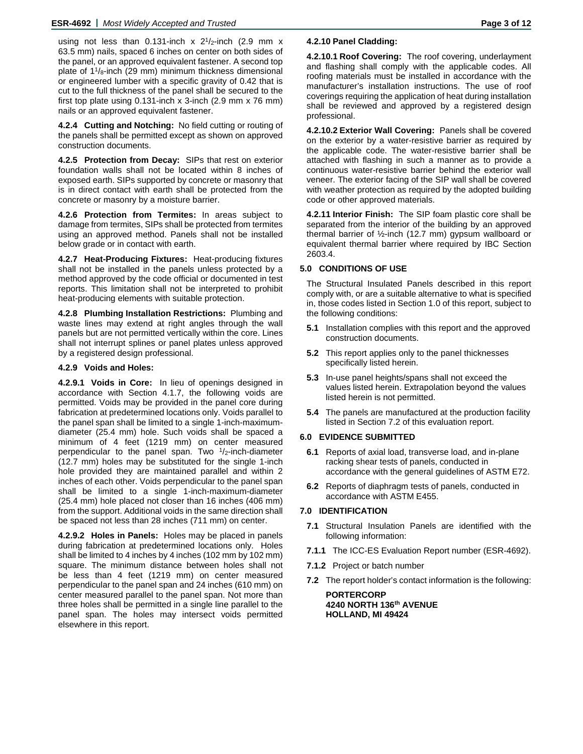using not less than 0.131-inch x 2[1]/[2]-inch (2.9 mm x 63.5 mm) nails, spaced 6 inches on center on both sides of the panel, or an approved equivalent fastener. A second top plate of 1[1]/[8]-inch (29 mm) minimum thickness dimensional or engineered lumber with a specific gravity of 0.42 that is cut to the full thickness of the panel shall be secured to the first top plate using 0.131-inch x 3-inch (2.9 mm x 76 mm) nails or an approved equivalent fastener.

**4.2.4 Cutting and Notching:** No field cutting or routing of the panels shall be permitted except as shown on approved construction documents.

**4.2.5 Protection from Decay:** SIPs that rest on exterior foundation walls shall not be located within 8 inches of exposed earth. SIPs supported by concrete or masonry that is in direct contact with earth shall be protected from the concrete or masonry by a moisture barrier.

**4.2.6 Protection from Termites:** In areas subject to damage from termites, SIPs shall be protected from termites using an approved method. Panels shall not be installed below grade or in contact with earth.

**4.2.7 Heat-Producing Fixtures:** Heat-producing fixtures shall not be installed in the panels unless protected by a method approved by the code official or documented in test reports. This limitation shall not be interpreted to prohibit heat-producing elements with suitable protection.

**4.2.8 Plumbing Installation Restrictions:** Plumbing and waste lines may extend at right angles through the wall panels but are not permitted vertically within the core. Lines shall not interrupt splines or panel plates unless approved by a registered design professional.

**4.2.9 Voids and Holes:**

**4.2.9.1 Voids in Core:** In lieu of openings designed in accordance with Section 4.1.7, the following voids are permitted. Voids may be provided in the panel core during fabrication at predetermined locations only. Voids parallel to the panel span shall be limited to a single 1-inch-maximum-diameter (25.4 mm) hole. Such voids shall be spaced a minimum of 4 feet (1219 mm) on center measured perpendicular to the panel span. Two [1]/[2]-inch-diameter (12.7 mm) holes may be substituted for the single 1-inch hole provided they are maintained parallel and within 2 inches of each other. Voids perpendicular to the panel span shall be limited to a single 1-inch-maximum-diameter (25.4 mm) hole placed not closer than 16 inches (406 mm) from the support. Additional voids in the same direction shall be spaced not less than 28 inches (711 mm) on center.

**4.2.9.2 Holes in Panels:** Holes may be placed in panels during fabrication at predetermined locations only. Holes shall be limited to 4 inches by 4 inches (102 mm by 102 mm) square. The minimum distance between holes shall not be less than 4 feet (1219 mm) on center measured perpendicular to the panel span and 24 inches (610 mm) on center measured parallel to the panel span. Not more than three holes shall be permitted in a single line parallel to the panel span. The holes may intersect voids permitted elsewhere in this report.

**4.2.10 Panel Cladding:**

**4.2.10.1 Roof Covering:** The roof covering, underlayment and flashing shall comply with the applicable codes. All roofing materials must be installed in accordance with the manufacturer's installation instructions. The use of roof coverings requiring the application of heat during installation shall be reviewed and approved by a registered design professional.

**4.2.10.2 Exterior Wall Covering:** Panels shall be covered on the exterior by a water-resistive barrier as required by the applicable code. The water-resistive barrier shall be attached with flashing in such a manner as to provide a continuous water-resistive barrier behind the exterior wall veneer. The exterior facing of the SIP wall shall be covered with weather protection as required by the adopted building code or other approved materials.

**4.2.11 Interior Finish:** The SIP foam plastic core shall be separated from the interior of the building by an approved thermal barrier of ½-inch (12.7 mm) gypsum wallboard or equivalent thermal barrier where required by IBC Section 2603.4.

## 5.0 CONDITIONS OF USE

The Structural Insulated Panels described in this report comply with, or are a suitable alternative to what is specified in, those codes listed in Section 1.0 of this report, subject to the following conditions:

**5.1** Installation complies with this report and the approved construction documents.

**5.2** This report applies only to the panel thicknesses specifically listed herein.

**5.3** In-use panel heights/spans shall not exceed the values listed herein. Extrapolation beyond the values listed herein is not permitted.

**5.4** The panels are manufactured at the production facility listed in Section 7.2 of this evaluation report.

## 6.0 EVIDENCE SUBMITTED

**6.1** Reports of axial load, transverse load, and in-plane racking shear tests of panels, conducted in accordance with the general guidelines of ASTM E72.

**6.2** Reports of diaphragm tests of panels, conducted in accordance with ASTM E455.

## 7.0 IDENTIFICATION

**7.1** Structural Insulation Panels are identified with the following information:

**7.1.1** The ICC-ES Evaluation Report number (ESR-4692).

**7.1.2** Project or batch number

**7.2** The report holder's contact information is the following:

**PORTERCORP**
**4240 NORTH 136th AVENUE**
**HOLLAND, MI 49424**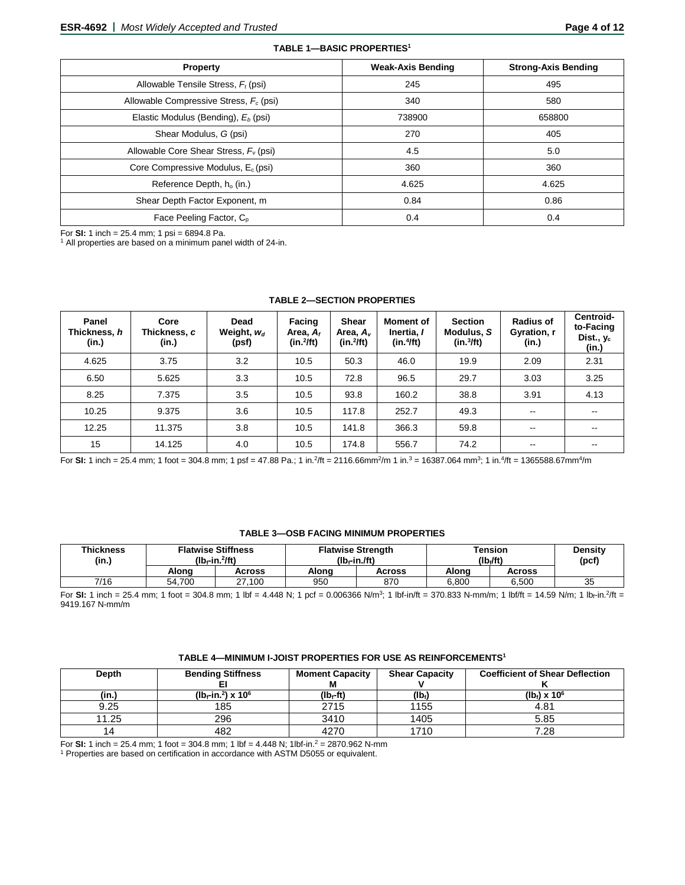**TABLE 1—BASIC PROPERTIES[1]**

| Property | Weak-Axis Bending | Strong-Axis Bending |
|---|---|---|
| Allowable Tensile Stress, $F_t$ (psi) | 245 | 495 |
| Allowable Compressive Stress, $F_c$ (psi) | 340 | 580 |
| Elastic Modulus (Bending), $E_b$ (psi) | 738900 | 658800 |
| Shear Modulus, G (psi) | 270 | 405 |
| Allowable Core Shear Stress, $F_v$ (psi) | 4.5 | 5.0 |
| Core Compressive Modulus, $E_c$ (psi) | 360 | 360 |
| Reference Depth, $h_o$ (in.) | 4.625 | 4.625 |
| Shear Depth Factor Exponent, m | 0.84 | 0.86 |
| Face Peeling Factor, $C_p$ | 0.4 | 0.4 |

For **SI:** 1 inch = 25.4 mm; 1 psi = 6894.8 Pa.
[1] All properties are based on a minimum panel width of 24-in.

**TABLE 2—SECTION PROPERTIES**

| Panel Thickness, *h* (in.) | Core Thickness, *c* (in.) | Dead Weight, $w_d$ (psf) | Facing Area, $A_f$ (in.$^2$/ft) | Shear Area, $A_v$ (in.$^2$/ft) | Moment of Inertia, *I* (in.$^4$/ft) | Section Modulus, *S* (in.$^3$/ft) | Radius of Gyration, r (in.) | Centroid-to-Facing Dist., $y_c$ (in.) |
|---|---|---|---|---|---|---|---|---|
| 4.625 | 3.75 | 3.2 | 10.5 | 50.3 | 46.0 | 19.9 | 2.09 | 2.31 |
| 6.50 | 5.625 | 3.3 | 10.5 | 72.8 | 96.5 | 29.7 | 3.03 | 3.25 |
| 8.25 | 7.375 | 3.5 | 10.5 | 93.8 | 160.2 | 38.8 | 3.91 | 4.13 |
| 10.25 | 9.375 | 3.6 | 10.5 | 117.8 | 252.7 | 49.3 | -- | -- |
| 12.25 | 11.375 | 3.8 | 10.5 | 141.8 | 366.3 | 59.8 | -- | -- |
| 15 | 14.125 | 4.0 | 10.5 | 174.8 | 556.7 | 74.2 | -- | -- |

For **SI:** 1 inch = 25.4 mm; 1 foot = 304.8 mm; 1 psf = 47.88 Pa.; 1 in.$^2$/ft = 2116.66mm$^2$/m 1 in.$^3$ = 16387.064 mm$^3$; 1 in.$^4$/ft = 1365588.67mm$^4$/m

**TABLE 3—OSB FACING MINIMUM PROPERTIES**

| Thickness (in.) | Flatwise Stiffness ($lb_f$-in.$^2$/ft) | | Flatwise Strength ($lb_f$-in./ft) | | Tension ($lb_f$/ft) | | Density (pcf) |
|---|---|---|---|---|---|---|---|
| | Along | Across | Along | Across | Along | Across | |
| 7/16 | 54,700 | 27,100 | 950 | 870 | 6,800 | 6,500 | 35 |

For **SI:** 1 inch = 25.4 mm; 1 foot = 304.8 mm; 1 lbf = 4.448 N; 1 pcf = 0.006366 N/m$^3$; 1 lbf-in/ft = 370.833 N-mm/m; 1 lbf/ft = 14.59 N/m; 1 $lb_f$-in.$^2$/ft = 9419.167 N-mm/m

**TABLE 4—MINIMUM I-JOIST PROPERTIES FOR USE AS REINFORCEMENTS[1]**

| Depth | Bending Stiffness EI | Moment Capacity M | Shear Capacity V | Coefficient of Shear Deflection K |
|---|---|---|---|---|
| (in.) | ($lb_f$-in.$^2$) x $10^6$ | ($lb_f$-ft) | ($lb_f$) | ($lb_f$) x $10^6$ |
| 9.25 | 185 | 2715 | 1155 | 4.81 |
| 11.25 | 296 | 3410 | 1405 | 5.85 |
| 14 | 482 | 4270 | 1710 | 7.28 |

For **SI:** 1 inch = 25.4 mm; 1 foot = 304.8 mm; 1 lbf = 4.448 N; 1lbf-in.$^2$ = 2870.962 N-mm
[1] Properties are based on certification in accordance with ASTM D5055 or equivalent.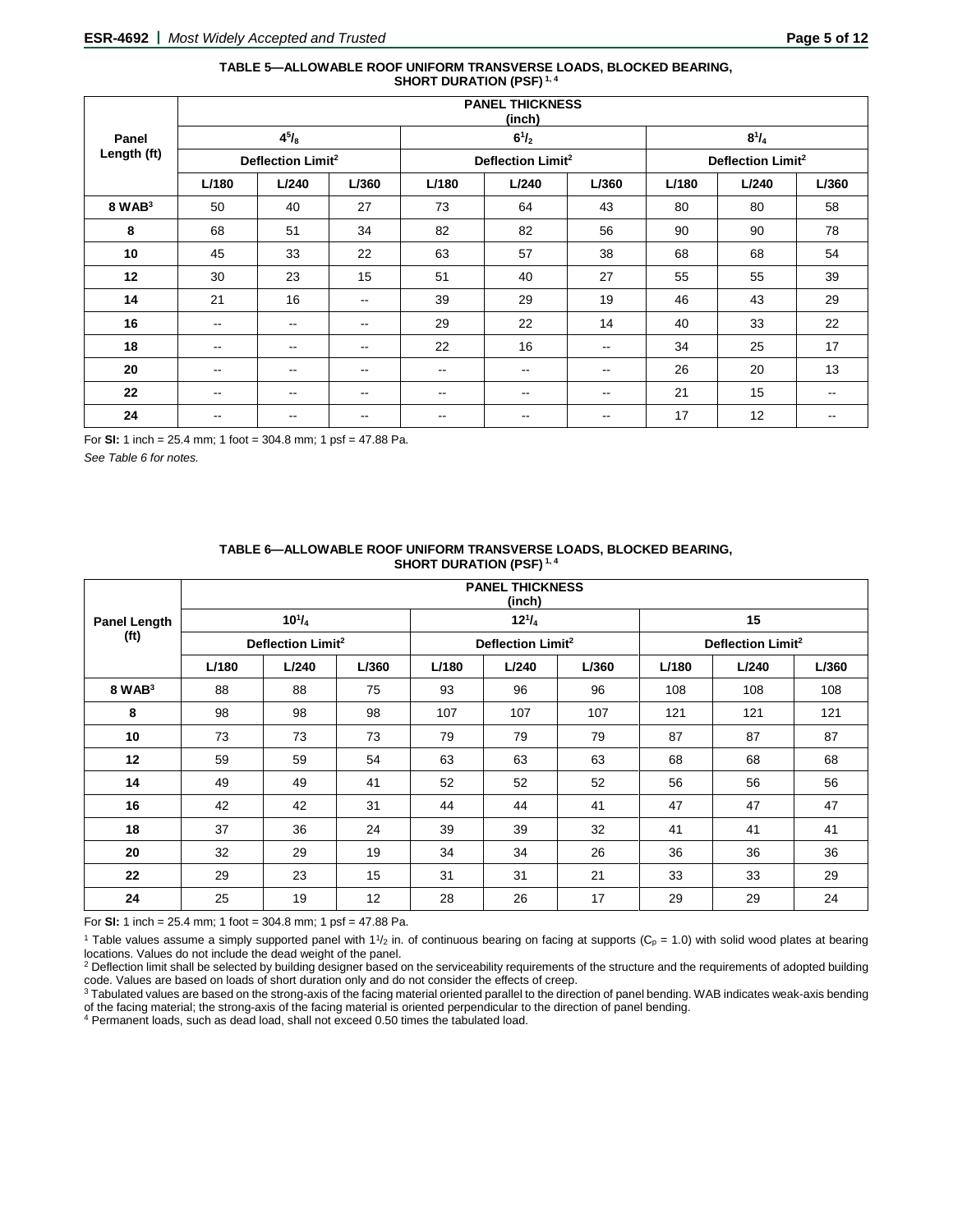**TABLE 5—ALLOWABLE ROOF UNIFORM TRANSVERSE LOADS, BLOCKED BEARING, SHORT DURATION (PSF) [1, 4]**

| Panel Length (ft) | PANEL THICKNESS (inch) | | | | | | | | |
|---|---|---|---|---|---|---|---|---|---|
| | $4^5/_8$ | | | $6^1/_2$ | | | $8^1/_4$ | | |
| | Deflection Limit[2] | | | Deflection Limit[2] | | | Deflection Limit[2] | | |
| | L/180 | L/240 | L/360 | L/180 | L/240 | L/360 | L/180 | L/240 | L/360 |
| **8 WAB[3]** | 50 | 40 | 27 | 73 | 64 | 43 | 80 | 80 | 58 |
| **8** | 68 | 51 | 34 | 82 | 82 | 56 | 90 | 90 | 78 |
| **10** | 45 | 33 | 22 | 63 | 57 | 38 | 68 | 68 | 54 |
| **12** | 30 | 23 | 15 | 51 | 40 | 27 | 55 | 55 | 39 |
| **14** | 21 | 16 | -- | 39 | 29 | 19 | 46 | 43 | 29 |
| **16** | -- | -- | -- | 29 | 22 | 14 | 40 | 33 | 22 |
| **18** | -- | -- | -- | 22 | 16 | -- | 34 | 25 | 17 |
| **20** | -- | -- | -- | -- | -- | -- | 26 | 20 | 13 |
| **22** | -- | -- | -- | -- | -- | -- | 21 | 15 | -- |
| **24** | -- | -- | -- | -- | -- | -- | 17 | 12 | -- |

For **SI:** 1 inch = 25.4 mm; 1 foot = 304.8 mm; 1 psf = 47.88 Pa.

*See Table 6 for notes.*

**TABLE 6—ALLOWABLE ROOF UNIFORM TRANSVERSE LOADS, BLOCKED BEARING, SHORT DURATION (PSF) [1, 4]**

| Panel Length (ft) | PANEL THICKNESS (inch) | | | | | | | | |
|---|---|---|---|---|---|---|---|---|---|
| | $10^1/_4$ | | | $12^1/_4$ | | | 15 | | |
| | Deflection Limit[2] | | | Deflection Limit[2] | | | Deflection Limit[2] | | |
| | L/180 | L/240 | L/360 | L/180 | L/240 | L/360 | L/180 | L/240 | L/360 |
| **8 WAB[3]** | 88 | 88 | 75 | 93 | 96 | 96 | 108 | 108 | 108 |
| **8** | 98 | 98 | 98 | 107 | 107 | 107 | 121 | 121 | 121 |
| **10** | 73 | 73 | 73 | 79 | 79 | 79 | 87 | 87 | 87 |
| **12** | 59 | 59 | 54 | 63 | 63 | 63 | 68 | 68 | 68 |
| **14** | 49 | 49 | 41 | 52 | 52 | 52 | 56 | 56 | 56 |
| **16** | 42 | 42 | 31 | 44 | 44 | 41 | 47 | 47 | 47 |
| **18** | 37 | 36 | 24 | 39 | 39 | 32 | 41 | 41 | 41 |
| **20** | 32 | 29 | 19 | 34 | 34 | 26 | 36 | 36 | 36 |
| **22** | 29 | 23 | 15 | 31 | 31 | 21 | 33 | 33 | 29 |
| **24** | 25 | 19 | 12 | 28 | 26 | 17 | 29 | 29 | 24 |

For **SI:** 1 inch = 25.4 mm; 1 foot = 304.8 mm; 1 psf = 47.88 Pa.

[1] Table values assume a simply supported panel with $1^1/_2$ in. of continuous bearing on facing at supports ($C_p$ = 1.0) with solid wood plates at bearing locations. Values do not include the dead weight of the panel.

[2] Deflection limit shall be selected by building designer based on the serviceability requirements of the structure and the requirements of adopted building code. Values are based on loads of short duration only and do not consider the effects of creep.

[3] Tabulated values are based on the strong-axis of the facing material oriented parallel to the direction of panel bending. WAB indicates weak-axis bending of the facing material; the strong-axis of the facing material is oriented perpendicular to the direction of panel bending.

[4] Permanent loads, such as dead load, shall not exceed 0.50 times the tabulated load.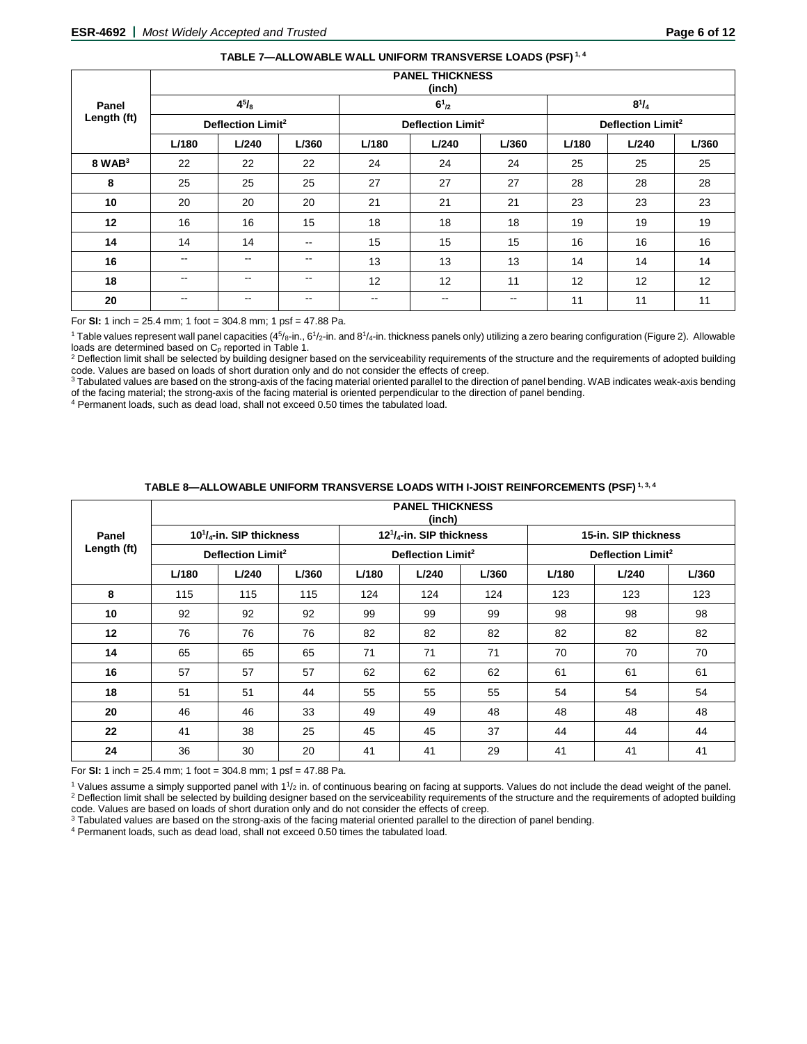**TABLE 7—ALLOWABLE WALL UNIFORM TRANSVERSE LOADS (PSF)[1, 4]**

| Panel Length (ft) | PANEL THICKNESS (inch) | | | | | | | | |
|---|---|---|---|---|---|---|---|---|---|
| | 4⁵/₈ | | | 6¹/₂ | | | 8¹/₄ | | |
| | Deflection Limit[2] | | | Deflection Limit[2] | | | Deflection Limit[2] | | |
| | L/180 | L/240 | L/360 | L/180 | L/240 | L/360 | L/180 | L/240 | L/360 |
| **8 WAB[3]** | 22 | 22 | 22 | 24 | 24 | 24 | 25 | 25 | 25 |
| **8** | 25 | 25 | 25 | 27 | 27 | 27 | 28 | 28 | 28 |
| **10** | 20 | 20 | 20 | 21 | 21 | 21 | 23 | 23 | 23 |
| **12** | 16 | 16 | 15 | 18 | 18 | 18 | 19 | 19 | 19 |
| **14** | 14 | 14 | -- | 15 | 15 | 15 | 16 | 16 | 16 |
| **16** | -- | -- | -- | 13 | 13 | 13 | 14 | 14 | 14 |
| **18** | -- | -- | -- | 12 | 12 | 11 | 12 | 12 | 12 |
| **20** | -- | -- | -- | -- | -- | -- | 11 | 11 | 11 |

For **SI:** 1 inch = 25.4 mm; 1 foot = 304.8 mm; 1 psf = 47.88 Pa.

[1] Table values represent wall panel capacities (4⁵/₈-in., 6¹/₂-in. and 8¹/₄-in. thickness panels only) utilizing a zero bearing configuration (Figure 2). Allowable loads are determined based on $C_p$ reported in Table 1.
[2] Deflection limit shall be selected by building designer based on the serviceability requirements of the structure and the requirements of adopted building code. Values are based on loads of short duration only and do not consider the effects of creep.
[3] Tabulated values are based on the strong-axis of the facing material oriented parallel to the direction of panel bending. WAB indicates weak-axis bending of the facing material; the strong-axis of the facing material is oriented perpendicular to the direction of panel bending.
[4] Permanent loads, such as dead load, shall not exceed 0.50 times the tabulated load.

**TABLE 8—ALLOWABLE UNIFORM TRANSVERSE LOADS WITH I-JOIST REINFORCEMENTS (PSF)[1, 3, 4]**

| Panel Length (ft) | PANEL THICKNESS (inch) | | | | | | | | |
|---|---|---|---|---|---|---|---|---|---|
| | 10¹/₄-in. SIP thickness | | | 12¹/₄-in. SIP thickness | | | 15-in. SIP thickness | | |
| | Deflection Limit[2] | | | Deflection Limit[2] | | | Deflection Limit[2] | | |
| | L/180 | L/240 | L/360 | L/180 | L/240 | L/360 | L/180 | L/240 | L/360 |
| **8** | 115 | 115 | 115 | 124 | 124 | 124 | 123 | 123 | 123 |
| **10** | 92 | 92 | 92 | 99 | 99 | 99 | 98 | 98 | 98 |
| **12** | 76 | 76 | 76 | 82 | 82 | 82 | 82 | 82 | 82 |
| **14** | 65 | 65 | 65 | 71 | 71 | 71 | 70 | 70 | 70 |
| **16** | 57 | 57 | 57 | 62 | 62 | 62 | 61 | 61 | 61 |
| **18** | 51 | 51 | 44 | 55 | 55 | 55 | 54 | 54 | 54 |
| **20** | 46 | 46 | 33 | 49 | 49 | 48 | 48 | 48 | 48 |
| **22** | 41 | 38 | 25 | 45 | 45 | 37 | 44 | 44 | 44 |
| **24** | 36 | 30 | 20 | 41 | 41 | 29 | 41 | 41 | 41 |

For **SI:** 1 inch = 25.4 mm; 1 foot = 304.8 mm; 1 psf = 47.88 Pa.

[1] Values assume a simply supported panel with 1¹/₂ in. of continuous bearing on facing at supports. Values do not include the dead weight of the panel.
[2] Deflection limit shall be selected by building designer based on the serviceability requirements of the structure and the requirements of adopted building code. Values are based on loads of short duration only and do not consider the effects of creep.
[3] Tabulated values are based on the strong-axis of the facing material oriented parallel to the direction of panel bending.
[4] Permanent loads, such as dead load, shall not exceed 0.50 times the tabulated load.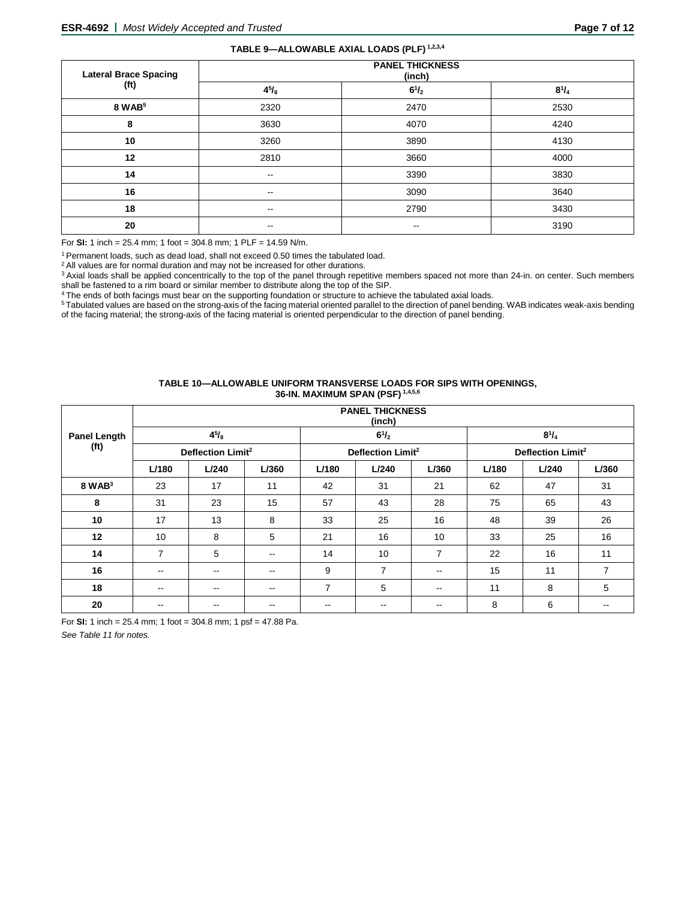**TABLE 9—ALLOWABLE AXIAL LOADS (PLF)** [1,2,3,4]

| Lateral Brace Spacing (ft) | PANEL THICKNESS (inch) | | |
|---|---|---|---|
| | $4^5/_8$ | $6^1/_2$ | $8^1/_4$ |
| 8 WAB[5] | 2320 | 2470 | 2530 |
| 8 | 3630 | 4070 | 4240 |
| 10 | 3260 | 3890 | 4130 |
| 12 | 2810 | 3660 | 4000 |
| 14 | -- | 3390 | 3830 |
| 16 | -- | 3090 | 3640 |
| 18 | -- | 2790 | 3430 |
| 20 | -- | -- | 3190 |

For **SI:** 1 inch = 25.4 mm; 1 foot = 304.8 mm; 1 PLF = 14.59 N/m.

[1] Permanent loads, such as dead load, shall not exceed 0.50 times the tabulated load.

[2] All values are for normal duration and may not be increased for other durations.

[3] Axial loads shall be applied concentrically to the top of the panel through repetitive members spaced not more than 24-in. on center. Such members shall be fastened to a rim board or similar member to distribute along the top of the SIP.

[4] The ends of both facings must bear on the supporting foundation or structure to achieve the tabulated axial loads.

[5] Tabulated values are based on the strong-axis of the facing material oriented parallel to the direction of panel bending. WAB indicates weak-axis bending of the facing material; the strong-axis of the facing material is oriented perpendicular to the direction of panel bending.

**TABLE 10—ALLOWABLE UNIFORM TRANSVERSE LOADS FOR SIPS WITH OPENINGS, 36-IN. MAXIMUM SPAN (PSF)** [1,4,5,6]

| Panel Length (ft) | PANEL THICKNESS (inch) | | | | | | | | |
|---|---|---|---|---|---|---|---|---|---|
| | $4^5/_8$ | | | $6^1/_2$ | | | $8^1/_4$ | | |
| | Deflection Limit[2] | | | Deflection Limit[2] | | | Deflection Limit[2] | | |
| | L/180 | L/240 | L/360 | L/180 | L/240 | L/360 | L/180 | L/240 | L/360 |
| 8 WAB[3] | 23 | 17 | 11 | 42 | 31 | 21 | 62 | 47 | 31 |
| 8 | 31 | 23 | 15 | 57 | 43 | 28 | 75 | 65 | 43 |
| 10 | 17 | 13 | 8 | 33 | 25 | 16 | 48 | 39 | 26 |
| 12 | 10 | 8 | 5 | 21 | 16 | 10 | 33 | 25 | 16 |
| 14 | 7 | 5 | -- | 14 | 10 | 7 | 22 | 16 | 11 |
| 16 | -- | -- | -- | 9 | 7 | -- | 15 | 11 | 7 |
| 18 | -- | -- | -- | 7 | 5 | -- | 11 | 8 | 5 |
| 20 | -- | -- | -- | -- | -- | -- | 8 | 6 | -- |

For **SI:** 1 inch = 25.4 mm; 1 foot = 304.8 mm; 1 psf = 47.88 Pa.

*See Table 11 for notes.*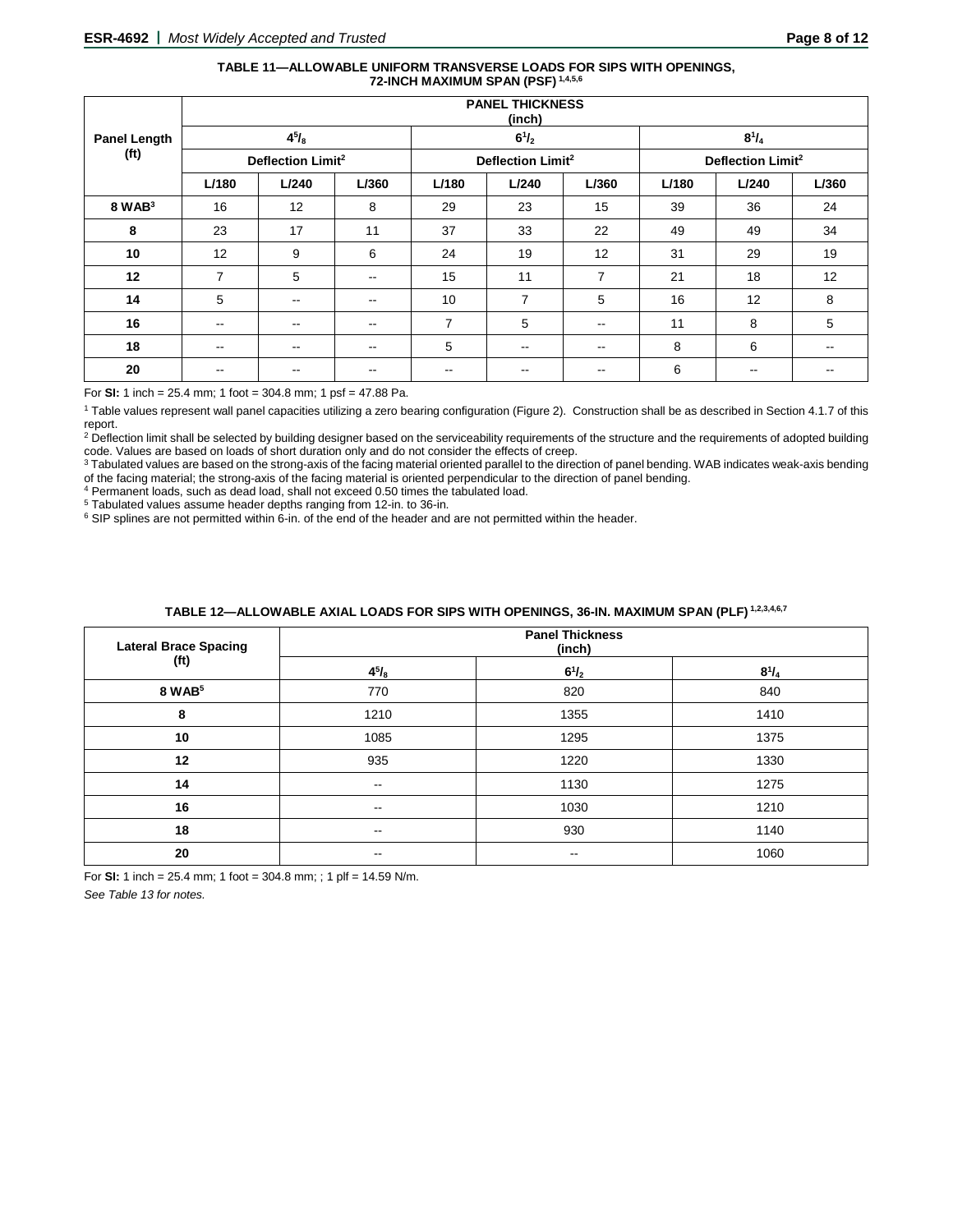**TABLE 11—ALLOWABLE UNIFORM TRANSVERSE LOADS FOR SIPS WITH OPENINGS, 72-INCH MAXIMUM SPAN (PSF) [1,4,5,6]**

| Panel Length (ft) | PANEL THICKNESS (inch) | | | | | | | | |
|---|---|---|---|---|---|---|---|---|---|
| | $4^5/_8$ | | | $6^1/_2$ | | | $8^1/_4$ | | |
| | Deflection Limit[2] | | | Deflection Limit[2] | | | Deflection Limit[2] | | |
| | L/180 | L/240 | L/360 | L/180 | L/240 | L/360 | L/180 | L/240 | L/360 |
| 8 WAB[3] | 16 | 12 | 8 | 29 | 23 | 15 | 39 | 36 | 24 |
| 8 | 23 | 17 | 11 | 37 | 33 | 22 | 49 | 49 | 34 |
| 10 | 12 | 9 | 6 | 24 | 19 | 12 | 31 | 29 | 19 |
| 12 | 7 | 5 | -- | 15 | 11 | 7 | 21 | 18 | 12 |
| 14 | 5 | -- | -- | 10 | 7 | 5 | 16 | 12 | 8 |
| 16 | -- | -- | -- | 7 | 5 | -- | 11 | 8 | 5 |
| 18 | -- | -- | -- | 5 | -- | -- | 8 | 6 | -- |
| 20 | -- | -- | -- | -- | -- | -- | 6 | -- | -- |

For **SI:** 1 inch = 25.4 mm; 1 foot = 304.8 mm; 1 psf = 47.88 Pa.

[1] Table values represent wall panel capacities utilizing a zero bearing configuration (Figure 2). Construction shall be as described in Section 4.1.7 of this report.

[2] Deflection limit shall be selected by building designer based on the serviceability requirements of the structure and the requirements of adopted building code. Values are based on loads of short duration only and do not consider the effects of creep.

[3] Tabulated values are based on the strong-axis of the facing material oriented parallel to the direction of panel bending. WAB indicates weak-axis bending of the facing material; the strong-axis of the facing material is oriented perpendicular to the direction of panel bending.

[4] Permanent loads, such as dead load, shall not exceed 0.50 times the tabulated load.

[5] Tabulated values assume header depths ranging from 12-in. to 36-in.

[6] SIP splines are not permitted within 6-in. of the end of the header and are not permitted within the header.

**TABLE 12—ALLOWABLE AXIAL LOADS FOR SIPS WITH OPENINGS, 36-IN. MAXIMUM SPAN (PLF) [1,2,3,4,6,7]**

| Lateral Brace Spacing (ft) | Panel Thickness (inch) | | |
|---|---|---|---|
| | $4^5/_8$ | $6^1/_2$ | $8^1/_4$ |
| 8 WAB[5] | 770 | 820 | 840 |
| 8 | 1210 | 1355 | 1410 |
| 10 | 1085 | 1295 | 1375 |
| 12 | 935 | 1220 | 1330 |
| 14 | -- | 1130 | 1275 |
| 16 | -- | 1030 | 1210 |
| 18 | -- | 930 | 1140 |
| 20 | -- | -- | 1060 |

For **SI:** 1 inch = 25.4 mm; 1 foot = 304.8 mm; ; 1 plf = 14.59 N/m.

*See Table 13 for notes.*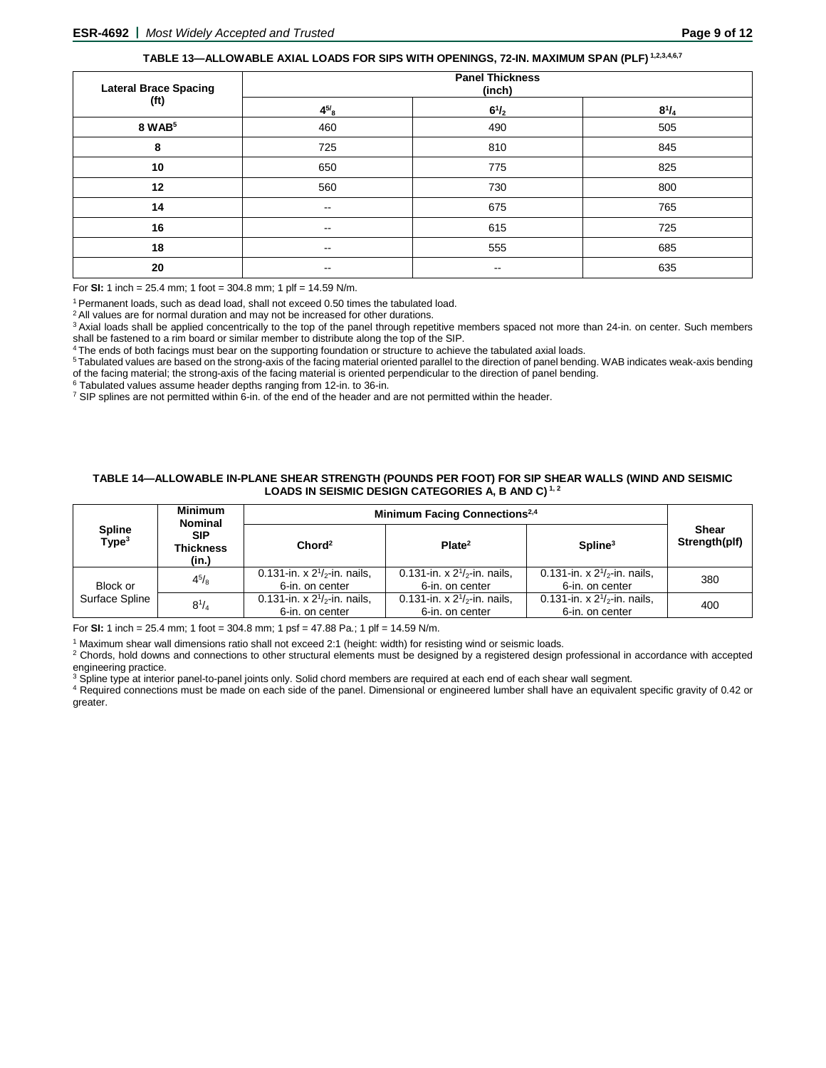**TABLE 13—ALLOWABLE AXIAL LOADS FOR SIPS WITH OPENINGS, 72-IN. MAXIMUM SPAN (PLF)** [1,2,3,4,6,7]

| Lateral Brace Spacing (ft) | Panel Thickness (inch) | | |
|---|---|---|---|
| | $4^5/_8$ | $6^1/_2$ | $8^1/_4$ |
| **8 WAB**[5] | 460 | 490 | 505 |
| **8** | 725 | 810 | 845 |
| **10** | 650 | 775 | 825 |
| **12** | 560 | 730 | 800 |
| **14** | -- | 675 | 765 |
| **16** | -- | 615 | 725 |
| **18** | -- | 555 | 685 |
| **20** | -- | -- | 635 |

For **SI:** 1 inch = 25.4 mm; 1 foot = 304.8 mm; 1 plf = 14.59 N/m.

[1] Permanent loads, such as dead load, shall not exceed 0.50 times the tabulated load.
[2] All values are for normal duration and may not be increased for other durations.
[3] Axial loads shall be applied concentrically to the top of the panel through repetitive members spaced not more than 24-in. on center. Such members shall be fastened to a rim board or similar member to distribute along the top of the SIP.
[4] The ends of both facings must bear on the supporting foundation or structure to achieve the tabulated axial loads.
[5] Tabulated values are based on the strong-axis of the facing material oriented parallel to the direction of panel bending. WAB indicates weak-axis bending of the facing material; the strong-axis of the facing material is oriented perpendicular to the direction of panel bending.
[6] Tabulated values assume header depths ranging from 12-in. to 36-in.
[7] SIP splines are not permitted within 6-in. of the end of the header and are not permitted within the header.

**TABLE 14—ALLOWABLE IN-PLANE SHEAR STRENGTH (POUNDS PER FOOT) FOR SIP SHEAR WALLS (WIND AND SEISMIC LOADS IN SEISMIC DESIGN CATEGORIES A, B AND C)** [1, 2]

| Spline Type[3] | Minimum Nominal SIP Thickness (in.) | Minimum Facing Connections[2,4] | | | Shear Strength(plf) |
|---|---|---|---|---|---|
| | | Chord[2] | Plate[2] | Spline[3] | |
| Block or Surface Spline | $4^5/_8$ | 0.131-in. x $2^1/_2$-in. nails, 6-in. on center | 0.131-in. x $2^1/_2$-in. nails, 6-in. on center | 0.131-in. x $2^1/_2$-in. nails, 6-in. on center | 380 |
| | $8^1/_4$ | 0.131-in. x $2^1/_2$-in. nails, 6-in. on center | 0.131-in. x $2^1/_2$-in. nails, 6-in. on center | 0.131-in. x $2^1/_2$-in. nails, 6-in. on center | 400 |

For **SI:** 1 inch = 25.4 mm; 1 foot = 304.8 mm; 1 psf = 47.88 Pa.; 1 plf = 14.59 N/m.

[1] Maximum shear wall dimensions ratio shall not exceed 2:1 (height: width) for resisting wind or seismic loads.
[2] Chords, hold downs and connections to other structural elements must be designed by a registered design professional in accordance with accepted engineering practice.
[3] Spline type at interior panel-to-panel joints only. Solid chord members are required at each end of each shear wall segment.
[4] Required connections must be made on each side of the panel. Dimensional or engineered lumber shall have an equivalent specific gravity of 0.42 or greater.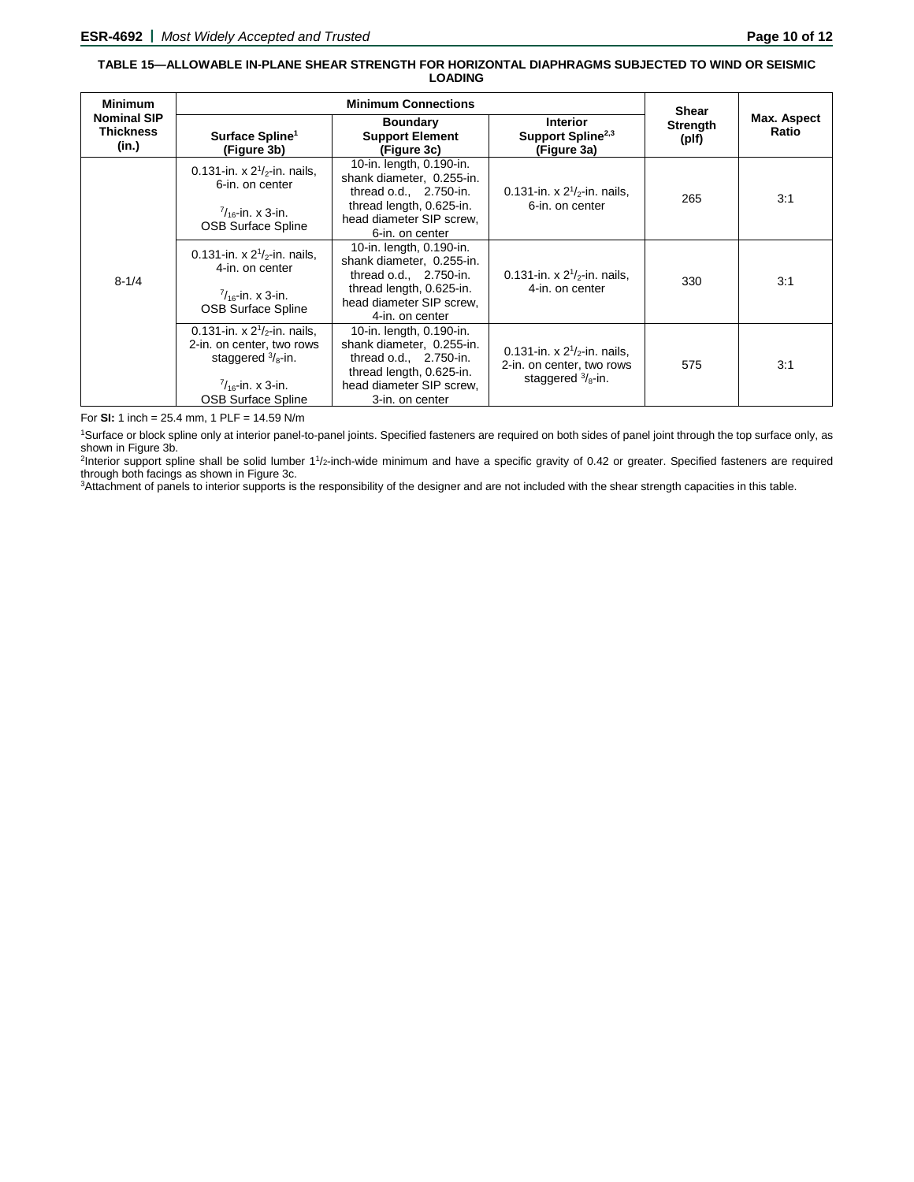**TABLE 15—ALLOWABLE IN-PLANE SHEAR STRENGTH FOR HORIZONTAL DIAPHRAGMS SUBJECTED TO WIND OR SEISMIC LOADING**

| Minimum Nominal SIP Thickness (in.) | Minimum Connections | | | Shear Strength (plf) | Max. Aspect Ratio |
|---|---|---|---|---|---|
| | Surface Spline[1] (Figure 3b) | Boundary Support Element (Figure 3c) | Interior Support Spline[2,3] (Figure 3a) | | |
| 8-1/4 | 0.131-in. x $2^1/_2$-in. nails, 6-in. on center<br><br>$^7/_{16}$-in. x 3-in. OSB Surface Spline | 10-in. length, 0.190-in. shank diameter, 0.255-in. thread o.d., 2.750-in. thread length, 0.625-in. head diameter SIP screw, 6-in. on center | 0.131-in. x $2^1/_2$-in. nails, 6-in. on center | 265 | 3:1 |
| | 0.131-in. x $2^1/_2$-in. nails, 4-in. on center<br><br>$^7/_{16}$-in. x 3-in. OSB Surface Spline | 10-in. length, 0.190-in. shank diameter, 0.255-in. thread o.d., 2.750-in. thread length, 0.625-in. head diameter SIP screw, 4-in. on center | 0.131-in. x $2^1/_2$-in. nails, 4-in. on center | 330 | 3:1 |
| | 0.131-in. x $2^1/_2$-in. nails, 2-in. on center, two rows staggered $^3/_8$-in.<br><br>$^7/_{16}$-in. x 3-in. OSB Surface Spline | 10-in. length, 0.190-in. shank diameter, 0.255-in. thread o.d., 2.750-in. thread length, 0.625-in. head diameter SIP screw, 3-in. on center | 0.131-in. x $2^1/_2$-in. nails, 2-in. on center, two rows staggered $^3/_8$-in. | 575 | 3:1 |

For **SI:** 1 inch = 25.4 mm, 1 PLF = 14.59 N/m

[1]Surface or block spline only at interior panel-to-panel joints. Specified fasteners are required on both sides of panel joint through the top surface only, as shown in Figure 3b.

[2]Interior support spline shall be solid lumber $1^1/_2$-inch-wide minimum and have a specific gravity of 0.42 or greater. Specified fasteners are required through both facings as shown in Figure 3c.

[3]Attachment of panels to interior supports is the responsibility of the designer and are not included with the shear strength capacities in this table.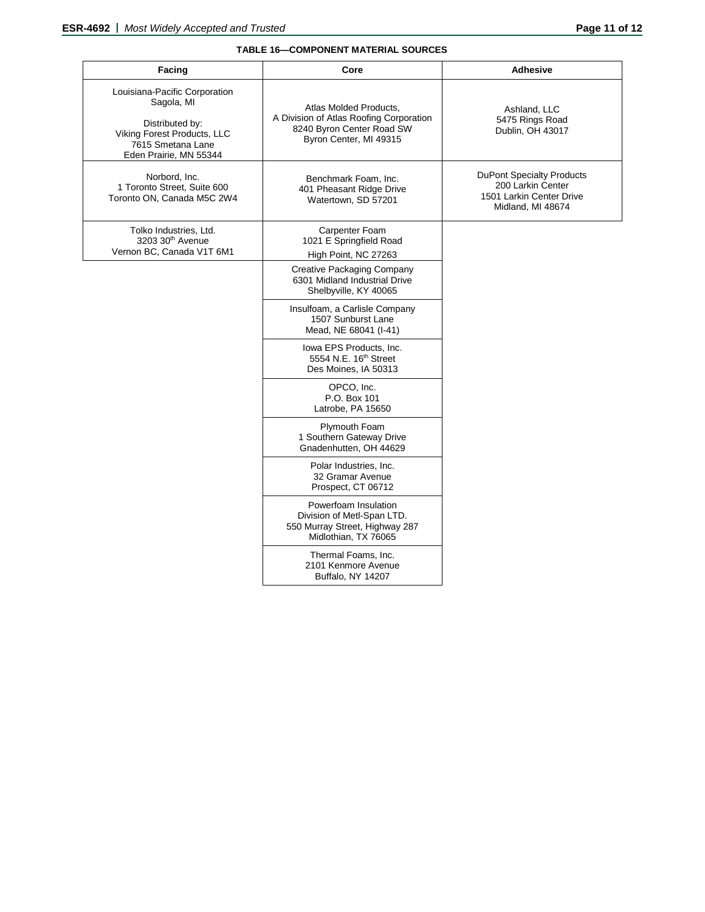**TABLE 16—COMPONENT MATERIAL SOURCES**

| Facing | Core | Adhesive |
|---|---|---|
| Louisiana-Pacific Corporation<br>Sagola, MI<br><br>Distributed by:<br>Viking Forest Products, LLC<br>7615 Smetana Lane<br>Eden Prairie, MN 55344 | Atlas Molded Products,<br>A Division of Atlas Roofing Corporation<br>8240 Byron Center Road SW<br>Byron Center, MI 49315 | Ashland, LLC<br>5475 Rings Road<br>Dublin, OH 43017 |
| Norbord, Inc.<br>1 Toronto Street, Suite 600<br>Toronto ON, Canada M5C 2W4 | Benchmark Foam, Inc.<br>401 Pheasant Ridge Drive<br>Watertown, SD 57201 | DuPont Specialty Products<br>200 Larkin Center<br>1501 Larkin Center Drive<br>Midland, MI 48674 |
| Tolko Industries, Ltd.<br>3203 30th Avenue<br>Vernon BC, Canada V1T 6M1 | Carpenter Foam<br>1021 E Springfield Road<br>High Point, NC 27263 | |
| | Creative Packaging Company<br>6301 Midland Industrial Drive<br>Shelbyville, KY 40065 | |
| | Insulfoam, a Carlisle Company<br>1507 Sunburst Lane<br>Mead, NE 68041 (I-41) | |
| | Iowa EPS Products, Inc.<br>5554 N.E. 16th Street<br>Des Moines, IA 50313 | |
| | OPCO, Inc.<br>P.O. Box 101<br>Latrobe, PA 15650 | |
| | Plymouth Foam<br>1 Southern Gateway Drive<br>Gnadenhutten, OH 44629 | |
| | Polar Industries, Inc.<br>32 Gramar Avenue<br>Prospect, CT 06712 | |
| | Powerfoam Insulation<br>Division of Metl-Span LTD.<br>550 Murray Street, Highway 287<br>Midlothian, TX 76065 | |
| | Thermal Foams, Inc.<br>2101 Kenmore Avenue<br>Buffalo, NY 14207 | |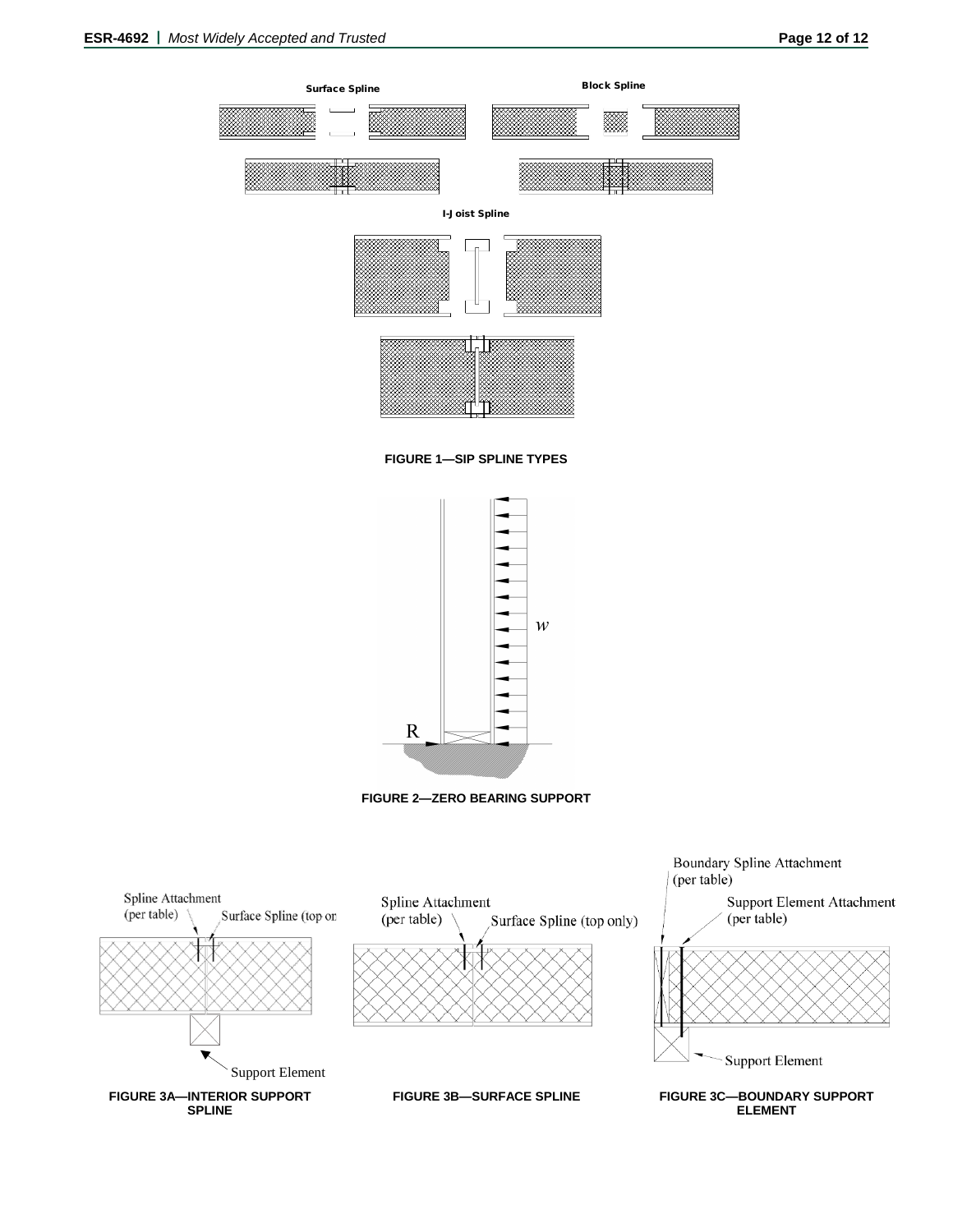Surface Spline

Block Spline

I-Joist Spline

**FIGURE 1—SIP SPLINE TYPES**

$w$

R

**FIGURE 2—ZERO BEARING SUPPORT**

Spline Attachment (per table)

Surface Spline (top on

Support Element

**FIGURE 3A—INTERIOR SUPPORT SPLINE**

Spline Attachment (per table)

Surface Spline (top only)

**FIGURE 3B—SURFACE SPLINE**

Boundary Spline Attachment (per table)

Support Element Attachment (per table)

Support Element

**FIGURE 3C—BOUNDARY SUPPORT ELEMENT**